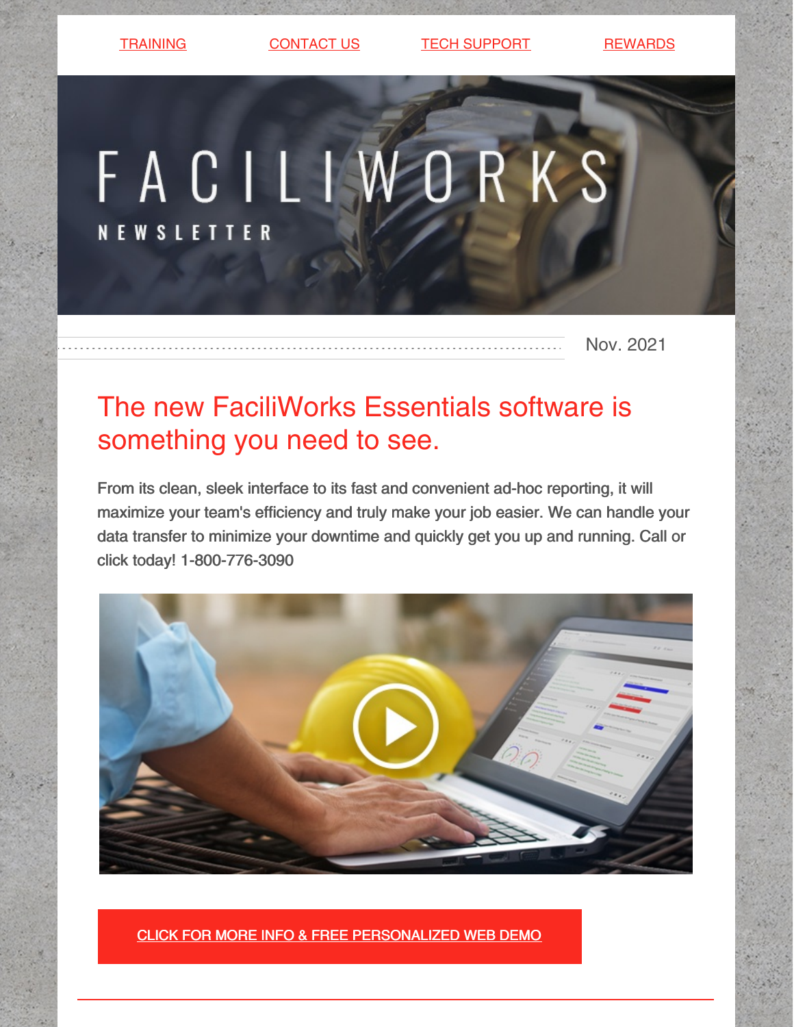TRAINING | CONTACT US | TECH SUPPORT | REWARDS

# FACILIWORKS

NEWSLETTER

Nov. 2021

## The new FaciliWorks Essentials software is something you need to see.

From its clean, sleek interface to its fast and convenient ad-hoc reporting, it will maximize your team's efficiency and truly make your job easier. We can handle your data transfer to minimize your downtime and quickly get you up and running. Call or click today! 1-800-776-3090

CLICK FOR MORE INFO & FREE PERSONALIZED WEB DEMO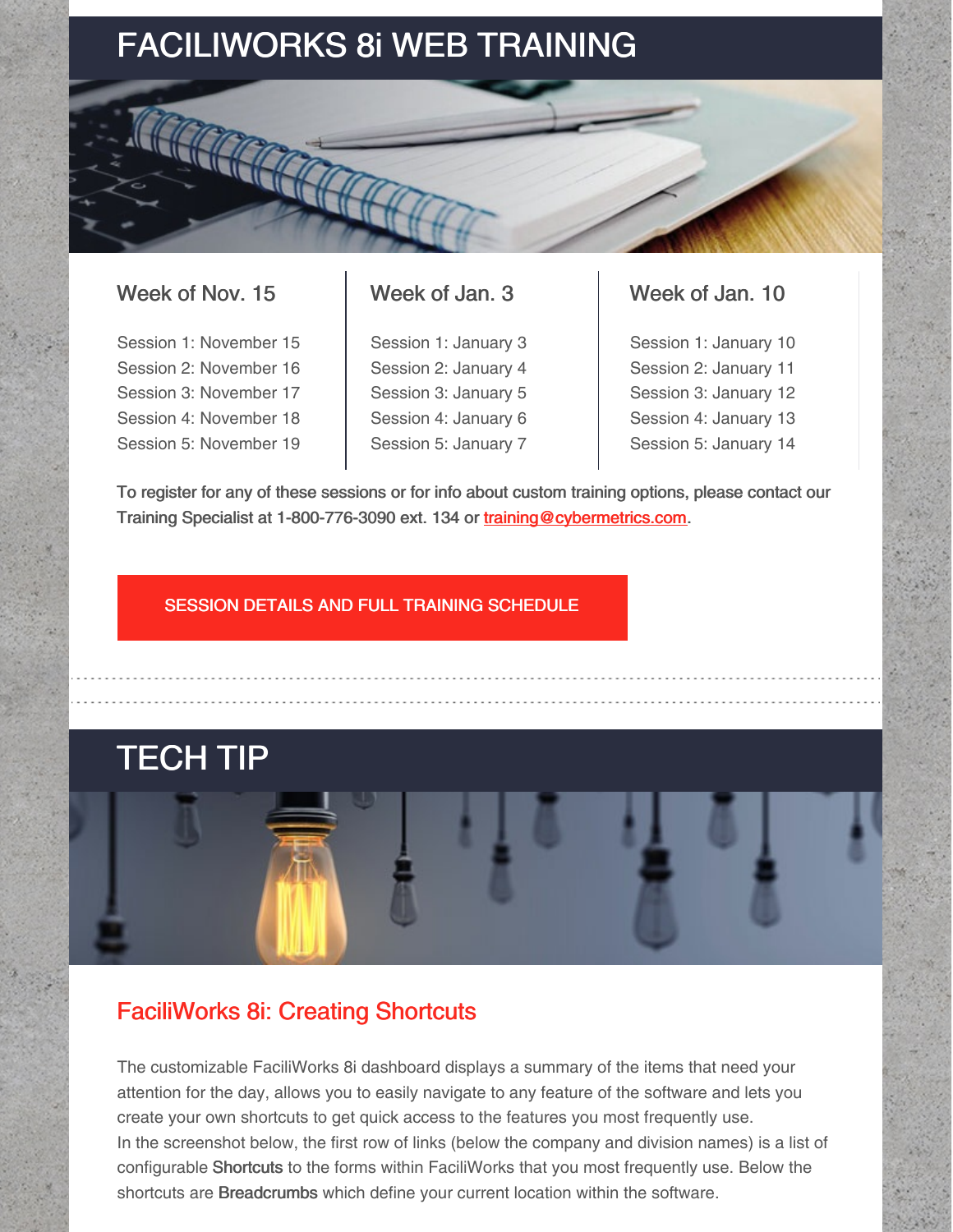# FACILIWORKS 8i WEB TRAINING

### Week of Nov. 15

Session 1: November 15
Session 2: November 16
Session 3: November 17
Session 4: November 18
Session 5: November 19

### Week of Jan. 3

Session 1: January 3
Session 2: January 4
Session 3: January 5
Session 4: January 6
Session 5: January 7

### Week of Jan. 10

Session 1: January 10
Session 2: January 11
Session 3: January 12
Session 4: January 13
Session 5: January 14

To register for any of these sessions or for info about custom training options, please contact our Training Specialist at 1-800-776-3090 ext. 134 or training@cybermetrics.com.

SESSION DETAILS AND FULL TRAINING SCHEDULE

# TECH TIP

## FaciliWorks 8i: Creating Shortcuts

The customizable FaciliWorks 8i dashboard displays a summary of the items that need your attention for the day, allows you to easily navigate to any feature of the software and lets you create your own shortcuts to get quick access to the features you most frequently use.
In the screenshot below, the first row of links (below the company and division names) is a list of configurable **Shortcuts** to the forms within FaciliWorks that you most frequently use. Below the shortcuts are **Breadcrumbs** which define your current location within the software.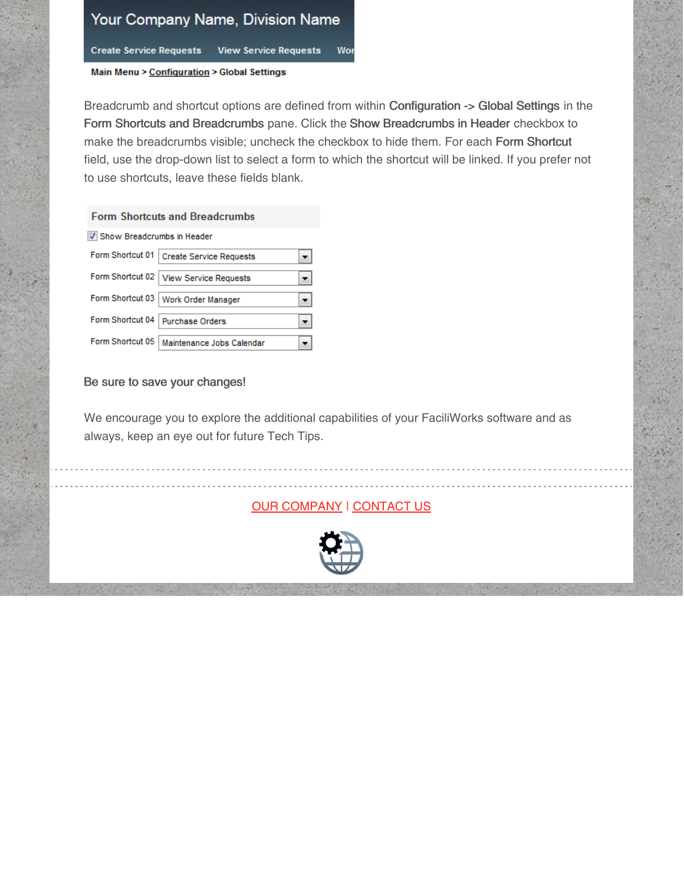Your Company Name, Division Name

Create Service Requests    View Service Requests    Wor

Main Menu > Configuration > Global Settings

Breadcrumb and shortcut options are defined from within **Configuration -> Global Settings** in the **Form Shortcuts and Breadcrumbs** pane. Click the **Show Breadcrumbs in Header** checkbox to make the breadcrumbs visible; uncheck the checkbox to hide them. For each **Form Shortcut** field, use the drop-down list to select a form to which the shortcut will be linked. If you prefer not to use shortcuts, leave these fields blank.

**Form Shortcuts and Breadcrumbs**

☑ Show Breadcrumbs in Header

| | |
|---|---|
| Form Shortcut 01 | Create Service Requests |
| Form Shortcut 02 | View Service Requests |
| Form Shortcut 03 | Work Order Manager |
| Form Shortcut 04 | Purchase Orders |
| Form Shortcut 05 | Maintenance Jobs Calendar |

**Be sure to save your changes!**

We encourage you to explore the additional capabilities of your FaciliWorks software and as always, keep an eye out for future Tech Tips.

OUR COMPANY | CONTACT US